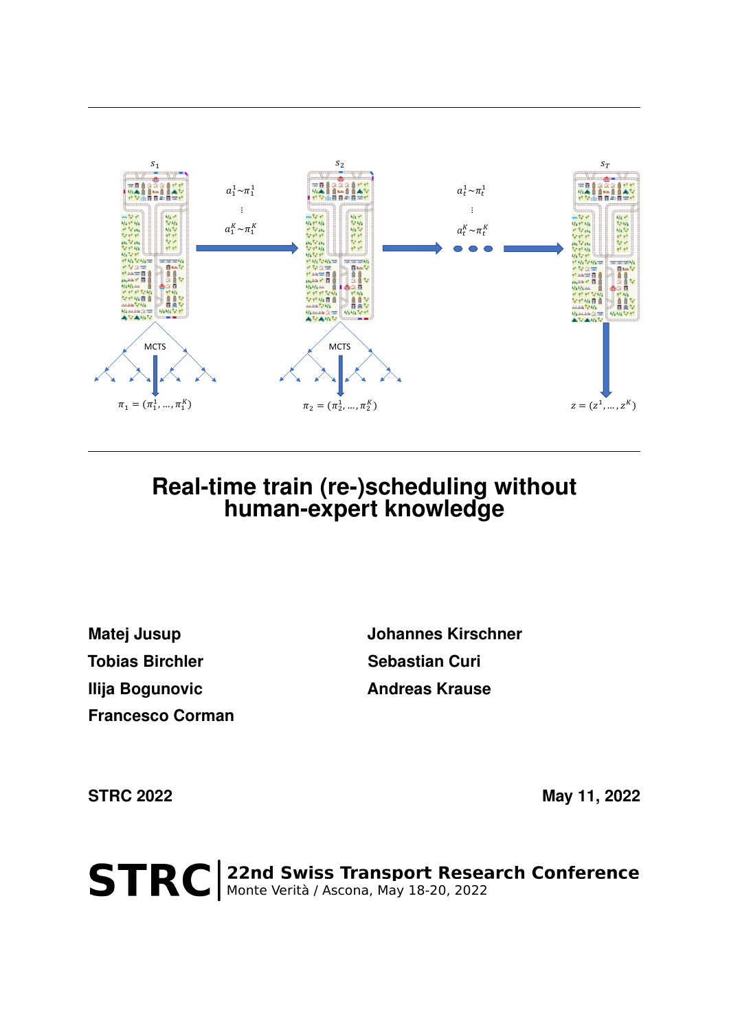# Real-time train (re-)scheduling without human-expert knowledge

**Matej Jusup**

**Tobias Birchler**

**Ilija Bogunovic**

**Francesco Corman**

**Johannes Kirschner**

**Sebastian Curi**

**Andreas Krause**

**STRC 2022**

**May 11, 2022**

**STRC** | **22nd Swiss Transport Research Conference**
Monte Verità / Ascona, May 18-20, 2022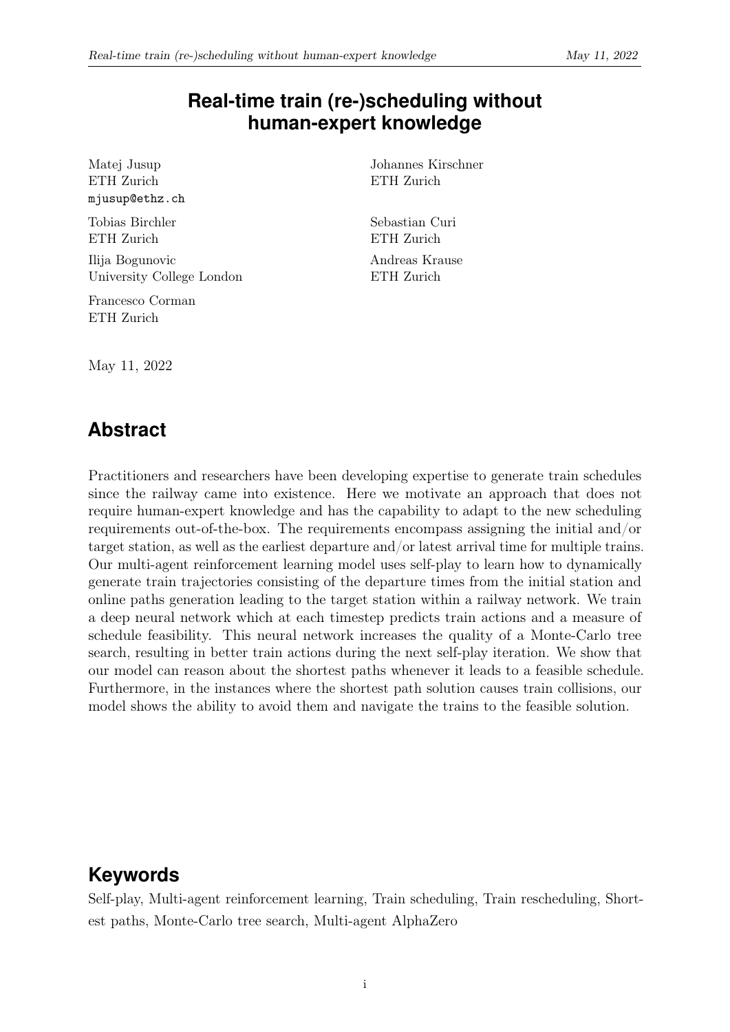# Real-time train (re-)scheduling without human-expert knowledge

Matej Jusup
ETH Zurich
mjusup@ethz.ch

Tobias Birchler
ETH Zurich

Ilija Bogunovic
University College London

Francesco Corman
ETH Zurich

Johannes Kirschner
ETH Zurich

Sebastian Curi
ETH Zurich

Andreas Krause
ETH Zurich

May 11, 2022

## Abstract

Practitioners and researchers have been developing expertise to generate train schedules since the railway came into existence. Here we motivate an approach that does not require human-expert knowledge and has the capability to adapt to the new scheduling requirements out-of-the-box. The requirements encompass assigning the initial and/or target station, as well as the earliest departure and/or latest arrival time for multiple trains. Our multi-agent reinforcement learning model uses self-play to learn how to dynamically generate train trajectories consisting of the departure times from the initial station and online paths generation leading to the target station within a railway network. We train a deep neural network which at each timestep predicts train actions and a measure of schedule feasibility. This neural network increases the quality of a Monte-Carlo tree search, resulting in better train actions during the next self-play iteration. We show that our model can reason about the shortest paths whenever it leads to a feasible schedule. Furthermore, in the instances where the shortest path solution causes train collisions, our model shows the ability to avoid them and navigate the trains to the feasible solution.

## Keywords

Self-play, Multi-agent reinforcement learning, Train scheduling, Train rescheduling, Shortest paths, Monte-Carlo tree search, Multi-agent AlphaZero